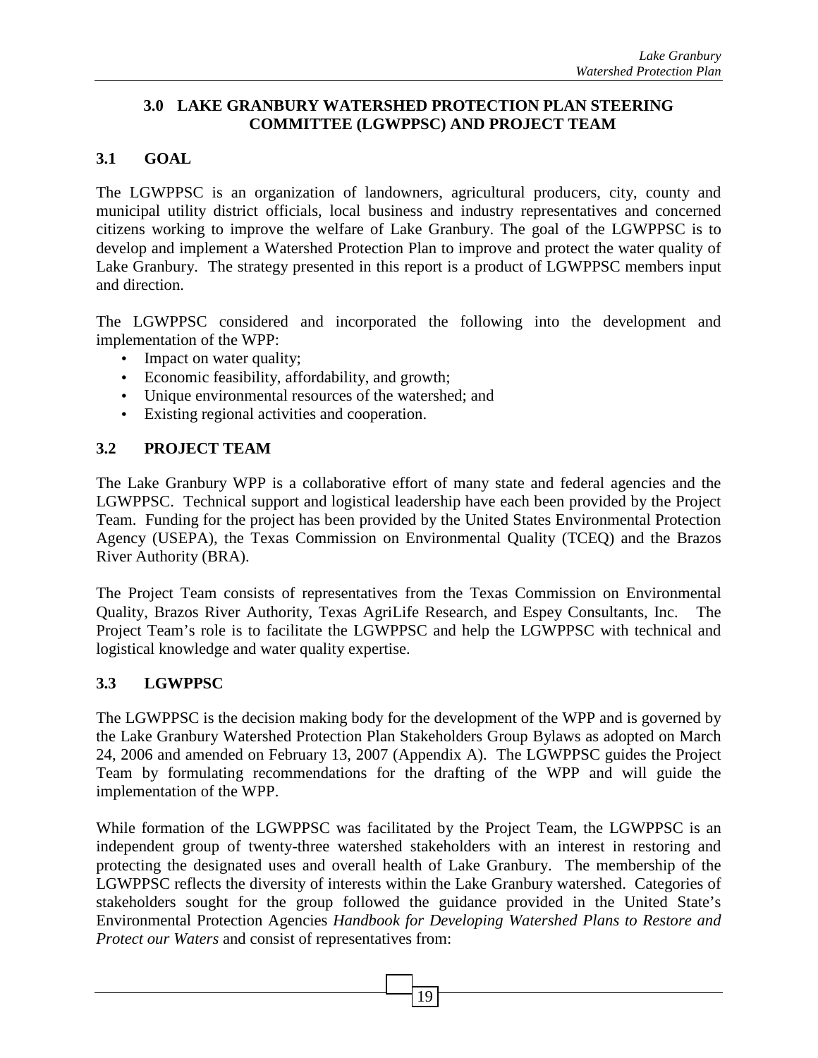# 3.0 LAKE GRANBURY WATERSHED PROTECTION PLAN STEERING COMMITTEE (LGWPPSC) AND PROJECT TEAM

## 3.1 GOAL

The LGWPPSC is an organization of landowners, agricultural producers, city, county and municipal utility district officials, local business and industry representatives and concerned citizens working to improve the welfare of Lake Granbury. The goal of the LGWPPSC is to develop and implement a Watershed Protection Plan to improve and protect the water quality of Lake Granbury. The strategy presented in this report is a product of LGWPPSC members input and direction.

The LGWPPSC considered and incorporated the following into the development and implementation of the WPP:

- Impact on water quality;
- Economic feasibility, affordability, and growth;
- Unique environmental resources of the watershed; and
- Existing regional activities and cooperation.

## 3.2 PROJECT TEAM

The Lake Granbury WPP is a collaborative effort of many state and federal agencies and the LGWPPSC. Technical support and logistical leadership have each been provided by the Project Team. Funding for the project has been provided by the United States Environmental Protection Agency (USEPA), the Texas Commission on Environmental Quality (TCEQ) and the Brazos River Authority (BRA).

The Project Team consists of representatives from the Texas Commission on Environmental Quality, Brazos River Authority, Texas AgriLife Research, and Espey Consultants, Inc. The Project Team's role is to facilitate the LGWPPSC and help the LGWPPSC with technical and logistical knowledge and water quality expertise.

## 3.3 LGWPPSC

The LGWPPSC is the decision making body for the development of the WPP and is governed by the Lake Granbury Watershed Protection Plan Stakeholders Group Bylaws as adopted on March 24, 2006 and amended on February 13, 2007 (Appendix A). The LGWPPSC guides the Project Team by formulating recommendations for the drafting of the WPP and will guide the implementation of the WPP.

While formation of the LGWPPSC was facilitated by the Project Team, the LGWPPSC is an independent group of twenty-three watershed stakeholders with an interest in restoring and protecting the designated uses and overall health of Lake Granbury. The membership of the LGWPPSC reflects the diversity of interests within the Lake Granbury watershed. Categories of stakeholders sought for the group followed the guidance provided in the United State's Environmental Protection Agencies *Handbook for Developing Watershed Plans to Restore and Protect our Waters* and consist of representatives from: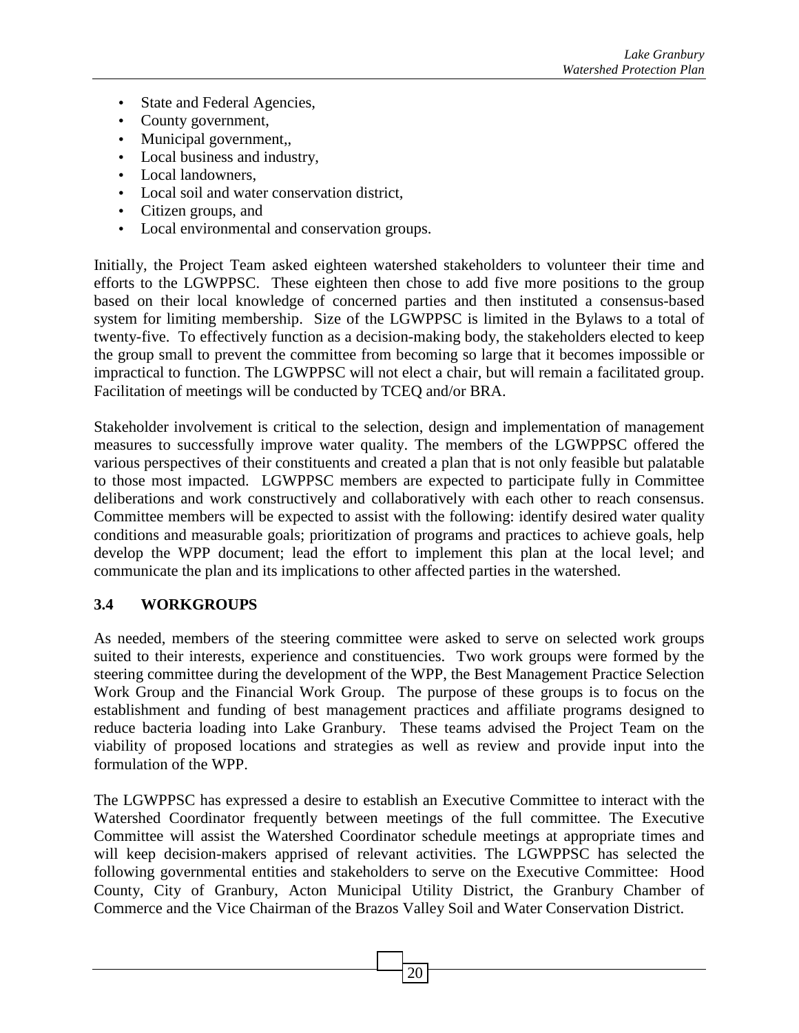- State and Federal Agencies,
- County government,
- Municipal government,,
- Local business and industry,
- Local landowners,
- Local soil and water conservation district,
- Citizen groups, and
- Local environmental and conservation groups.

Initially, the Project Team asked eighteen watershed stakeholders to volunteer their time and efforts to the LGWPPSC. These eighteen then chose to add five more positions to the group based on their local knowledge of concerned parties and then instituted a consensus-based system for limiting membership. Size of the LGWPPSC is limited in the Bylaws to a total of twenty-five. To effectively function as a decision-making body, the stakeholders elected to keep the group small to prevent the committee from becoming so large that it becomes impossible or impractical to function. The LGWPPSC will not elect a chair, but will remain a facilitated group. Facilitation of meetings will be conducted by TCEQ and/or BRA.

Stakeholder involvement is critical to the selection, design and implementation of management measures to successfully improve water quality. The members of the LGWPPSC offered the various perspectives of their constituents and created a plan that is not only feasible but palatable to those most impacted. LGWPPSC members are expected to participate fully in Committee deliberations and work constructively and collaboratively with each other to reach consensus. Committee members will be expected to assist with the following: identify desired water quality conditions and measurable goals; prioritization of programs and practices to achieve goals, help develop the WPP document; lead the effort to implement this plan at the local level; and communicate the plan and its implications to other affected parties in the watershed.

## 3.4 WORKGROUPS

As needed, members of the steering committee were asked to serve on selected work groups suited to their interests, experience and constituencies. Two work groups were formed by the steering committee during the development of the WPP, the Best Management Practice Selection Work Group and the Financial Work Group. The purpose of these groups is to focus on the establishment and funding of best management practices and affiliate programs designed to reduce bacteria loading into Lake Granbury. These teams advised the Project Team on the viability of proposed locations and strategies as well as review and provide input into the formulation of the WPP.

The LGWPPSC has expressed a desire to establish an Executive Committee to interact with the Watershed Coordinator frequently between meetings of the full committee. The Executive Committee will assist the Watershed Coordinator schedule meetings at appropriate times and will keep decision-makers apprised of relevant activities. The LGWPPSC has selected the following governmental entities and stakeholders to serve on the Executive Committee: Hood County, City of Granbury, Acton Municipal Utility District, the Granbury Chamber of Commerce and the Vice Chairman of the Brazos Valley Soil and Water Conservation District.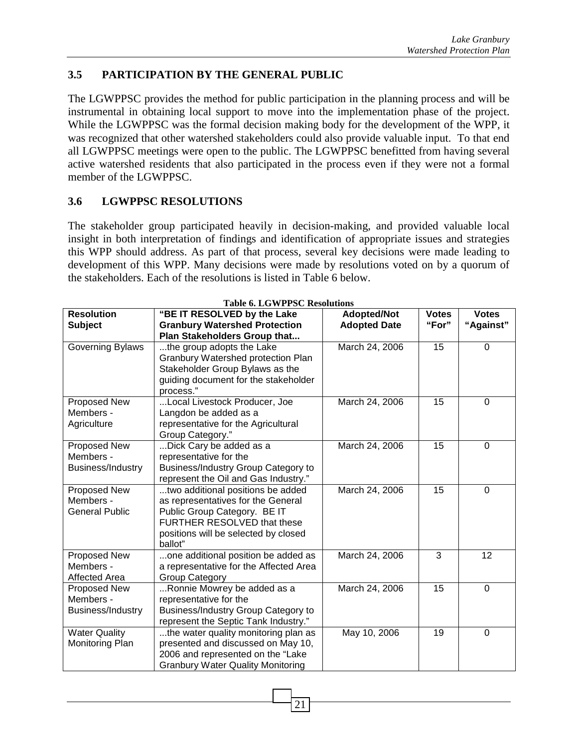## 3.5 PARTICIPATION BY THE GENERAL PUBLIC

The LGWPPSC provides the method for public participation in the planning process and will be instrumental in obtaining local support to move into the implementation phase of the project. While the LGWPPSC was the formal decision making body for the development of the WPP, it was recognized that other watershed stakeholders could also provide valuable input. To that end all LGWPPSC meetings were open to the public. The LGWPPSC benefitted from having several active watershed residents that also participated in the process even if they were not a formal member of the LGWPPSC.

## 3.6 LGWPPSC RESOLUTIONS

The stakeholder group participated heavily in decision-making, and provided valuable local insight in both interpretation of findings and identification of appropriate issues and strategies this WPP should address. As part of that process, several key decisions were made leading to development of this WPP. Many decisions were made by resolutions voted on by a quorum of the stakeholders. Each of the resolutions is listed in Table 6 below.

**Table 6. LGWPPSC Resolutions**

| Resolution Subject | "BE IT RESOLVED by the Lake Granbury Watershed Protection Plan Stakeholders Group that... | Adopted/Not Adopted Date | Votes "For" | Votes "Against" |
|---|---|---|---|---|
| Governing Bylaws | ...the group adopts the Lake Granbury Watershed protection Plan Stakeholder Group Bylaws as the guiding document for the stakeholder process." | March 24, 2006 | 15 | 0 |
| Proposed New Members - Agriculture | ...Local Livestock Producer, Joe Langdon be added as a representative for the Agricultural Group Category." | March 24, 2006 | 15 | 0 |
| Proposed New Members - Business/Industry | ...Dick Cary be added as a representative for the Business/Industry Group Category to represent the Oil and Gas Industry." | March 24, 2006 | 15 | 0 |
| Proposed New Members - General Public | ...two additional positions be added as representatives for the General Public Group Category. BE IT FURTHER RESOLVED that these positions will be selected by closed ballot" | March 24, 2006 | 15 | 0 |
| Proposed New Members - Affected Area | ...one additional position be added as a representative for the Affected Area Group Category | March 24, 2006 | 3 | 12 |
| Proposed New Members - Business/Industry | ...Ronnie Mowrey be added as a representative for the Business/Industry Group Category to represent the Septic Tank Industry." | March 24, 2006 | 15 | 0 |
| Water Quality Monitoring Plan | ...the water quality monitoring plan as presented and discussed on May 10, 2006 and represented on the "Lake Granbury Water Quality Monitoring | May 10, 2006 | 19 | 0 |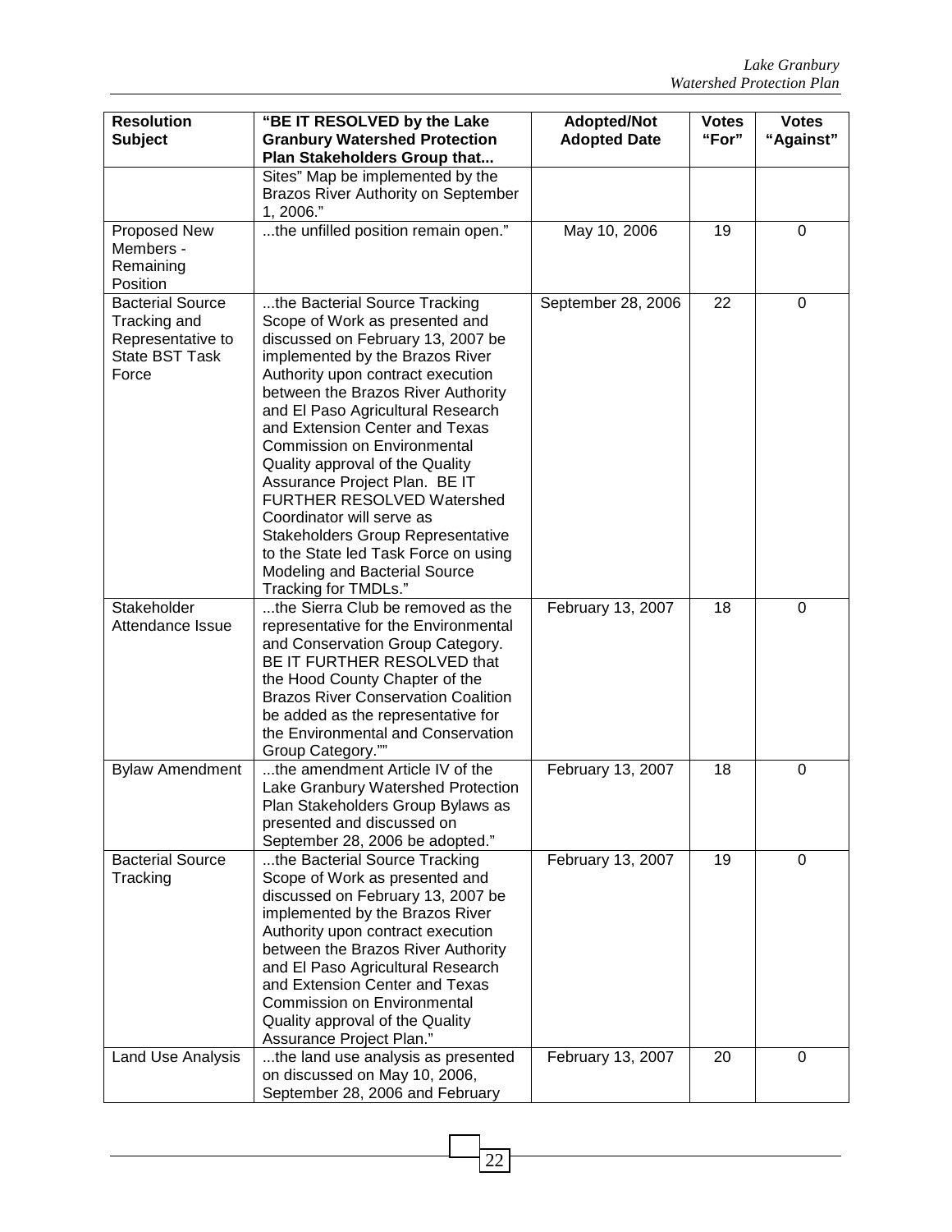| Resolution Subject | "BE IT RESOLVED by the Lake Granbury Watershed Protection Plan Stakeholders Group that... | Adopted/Not Adopted Date | Votes "For" | Votes "Against" |
|---|---|---|---|---|
| | Sites" Map be implemented by the Brazos River Authority on September 1, 2006." | | | |
| Proposed New Members - Remaining Position | ...the unfilled position remain open." | May 10, 2006 | 19 | 0 |
| Bacterial Source Tracking and Representative to State BST Task Force | ...the Bacterial Source Tracking Scope of Work as presented and discussed on February 13, 2007 be implemented by the Brazos River Authority upon contract execution between the Brazos River Authority and El Paso Agricultural Research and Extension Center and Texas Commission on Environmental Quality approval of the Quality Assurance Project Plan. BE IT FURTHER RESOLVED Watershed Coordinator will serve as Stakeholders Group Representative to the State led Task Force on using Modeling and Bacterial Source Tracking for TMDLs." | September 28, 2006 | 22 | 0 |
| Stakeholder Attendance Issue | ...the Sierra Club be removed as the representative for the Environmental and Conservation Group Category. BE IT FURTHER RESOLVED that the Hood County Chapter of the Brazos River Conservation Coalition be added as the representative for the Environmental and Conservation Group Category."" | February 13, 2007 | 18 | 0 |
| Bylaw Amendment | ...the amendment Article IV of the Lake Granbury Watershed Protection Plan Stakeholders Group Bylaws as presented and discussed on September 28, 2006 be adopted." | February 13, 2007 | 18 | 0 |
| Bacterial Source Tracking | ...the Bacterial Source Tracking Scope of Work as presented and discussed on February 13, 2007 be implemented by the Brazos River Authority upon contract execution between the Brazos River Authority and El Paso Agricultural Research and Extension Center and Texas Commission on Environmental Quality approval of the Quality Assurance Project Plan." | February 13, 2007 | 19 | 0 |
| Land Use Analysis | ...the land use analysis as presented on discussed on May 10, 2006, September 28, 2006 and February | February 13, 2007 | 20 | 0 |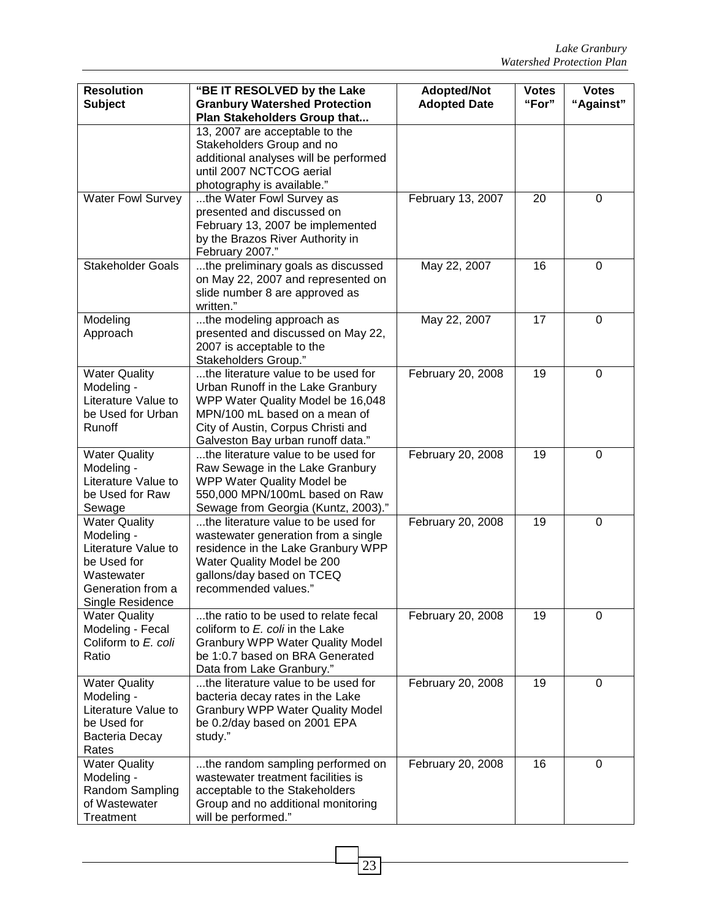| Resolution Subject | "BE IT RESOLVED by the Lake Granbury Watershed Protection Plan Stakeholders Group that... | Adopted/Not Adopted Date | Votes "For" | Votes "Against" |
|---|---|---|---|---|
| | 13, 2007 are acceptable to the Stakeholders Group and no additional analyses will be performed until 2007 NCTCOG aerial photography is available." | | | |
| Water Fowl Survey | ...the Water Fowl Survey as presented and discussed on February 13, 2007 be implemented by the Brazos River Authority in February 2007." | February 13, 2007 | 20 | 0 |
| Stakeholder Goals | ...the preliminary goals as discussed on May 22, 2007 and represented on slide number 8 are approved as written." | May 22, 2007 | 16 | 0 |
| Modeling Approach | ...the modeling approach as presented and discussed on May 22, 2007 is acceptable to the Stakeholders Group." | May 22, 2007 | 17 | 0 |
| Water Quality Modeling - Literature Value to be Used for Urban Runoff | ...the literature value to be used for Urban Runoff in the Lake Granbury WPP Water Quality Model be 16,048 MPN/100 mL based on a mean of City of Austin, Corpus Christi and Galveston Bay urban runoff data." | February 20, 2008 | 19 | 0 |
| Water Quality Modeling - Literature Value to be Used for Raw Sewage | ...the literature value to be used for Raw Sewage in the Lake Granbury WPP Water Quality Model be 550,000 MPN/100mL based on Raw Sewage from Georgia (Kuntz, 2003)." | February 20, 2008 | 19 | 0 |
| Water Quality Modeling - Literature Value to be Used for Wastewater Generation from a Single Residence | ...the literature value to be used for wastewater generation from a single residence in the Lake Granbury WPP Water Quality Model be 200 gallons/day based on TCEQ recommended values." | February 20, 2008 | 19 | 0 |
| Water Quality Modeling - Fecal Coliform to *E. coli* Ratio | ...the ratio to be used to relate fecal coliform to *E. coli* in the Lake Granbury WPP Water Quality Model be 1:0.7 based on BRA Generated Data from Lake Granbury." | February 20, 2008 | 19 | 0 |
| Water Quality Modeling - Literature Value to be Used for Bacteria Decay Rates | ...the literature value to be used for bacteria decay rates in the Lake Granbury WPP Water Quality Model be 0.2/day based on 2001 EPA study." | February 20, 2008 | 19 | 0 |
| Water Quality Modeling - Random Sampling of Wastewater Treatment | ...the random sampling performed on wastewater treatment facilities is acceptable to the Stakeholders Group and no additional monitoring will be performed." | February 20, 2008 | 16 | 0 |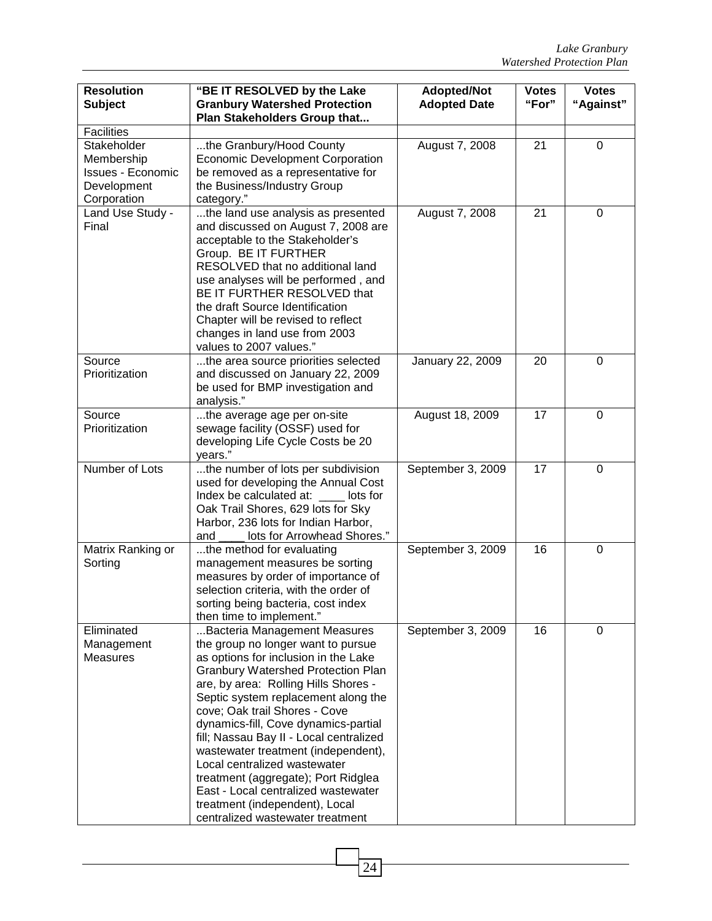| Resolution Subject | "BE IT RESOLVED by the Lake Granbury Watershed Protection Plan Stakeholders Group that... | Adopted/Not Adopted Date | Votes "For" | Votes "Against" |
|---|---|---|---|---|
| Facilities | | | | |
| Stakeholder Membership Issues - Economic Development Corporation | ...the Granbury/Hood County Economic Development Corporation be removed as a representative for the Business/Industry Group category." | August 7, 2008 | 21 | 0 |
| Land Use Study - Final | ...the land use analysis as presented and discussed on August 7, 2008 are acceptable to the Stakeholder's Group. BE IT FURTHER RESOLVED that no additional land use analyses will be performed , and BE IT FURTHER RESOLVED that the draft Source Identification Chapter will be revised to reflect changes in land use from 2003 values to 2007 values." | August 7, 2008 | 21 | 0 |
| Source Prioritization | ...the area source priorities selected and discussed on January 22, 2009 be used for BMP investigation and analysis." | January 22, 2009 | 20 | 0 |
| Source Prioritization | ...the average age per on-site sewage facility (OSSF) used for developing Life Cycle Costs be 20 years." | August 18, 2009 | 17 | 0 |
| Number of Lots | ...the number of lots per subdivision used for developing the Annual Cost Index be calculated at: ____ lots for Oak Trail Shores, 629 lots for Sky Harbor, 236 lots for Indian Harbor, and ____ lots for Arrowhead Shores." | September 3, 2009 | 17 | 0 |
| Matrix Ranking or Sorting | ...the method for evaluating management measures be sorting measures by order of importance of selection criteria, with the order of sorting being bacteria, cost index then time to implement." | September 3, 2009 | 16 | 0 |
| Eliminated Management Measures | ...Bacteria Management Measures the group no longer want to pursue as options for inclusion in the Lake Granbury Watershed Protection Plan are, by area: Rolling Hills Shores - Septic system replacement along the cove; Oak trail Shores - Cove dynamics-fill, Cove dynamics-partial fill; Nassau Bay II - Local centralized wastewater treatment (independent), Local centralized wastewater treatment (aggregate); Port Ridglea East - Local centralized wastewater treatment (independent), Local centralized wastewater treatment | September 3, 2009 | 16 | 0 |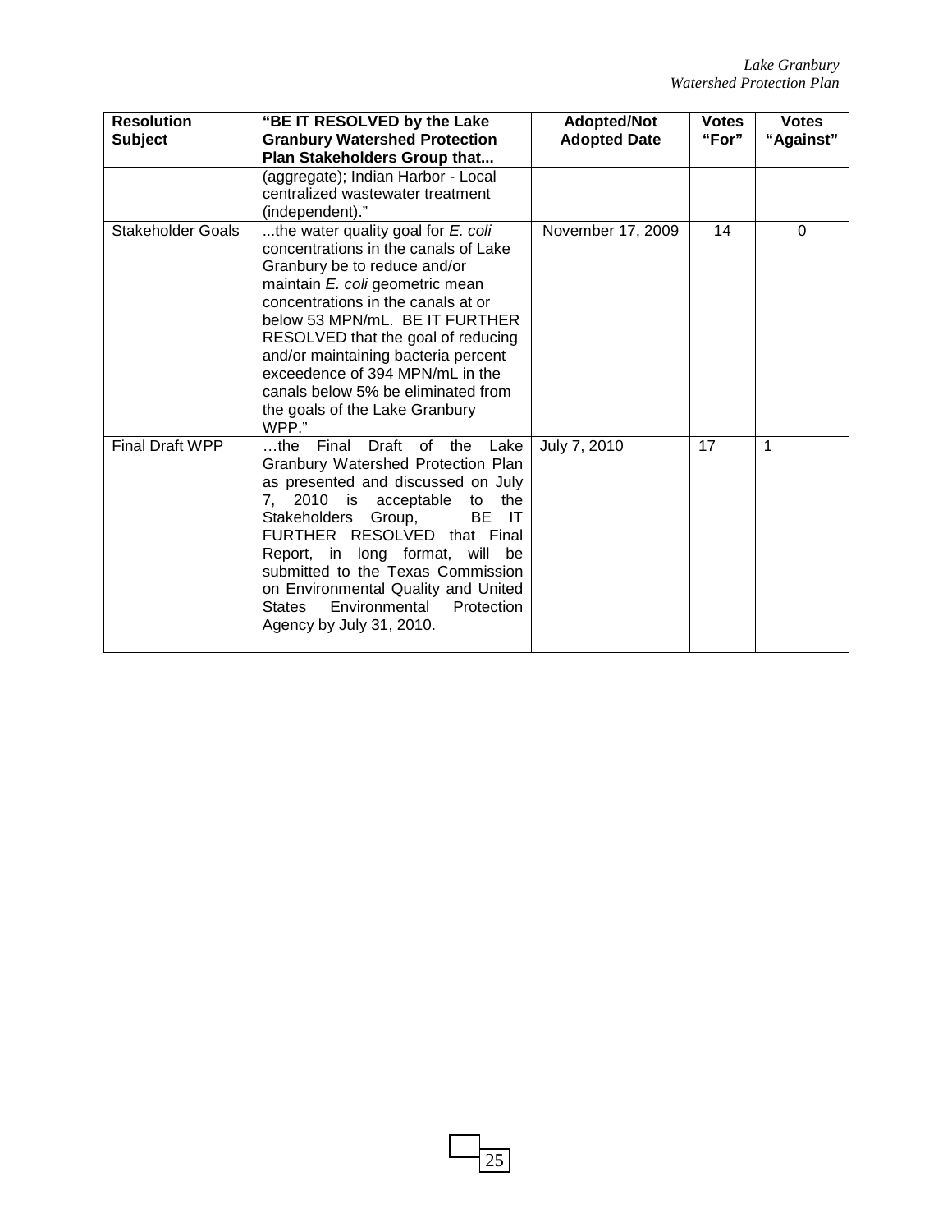| Resolution Subject | "BE IT RESOLVED by the Lake Granbury Watershed Protection Plan Stakeholders Group that... | Adopted/Not Adopted Date | Votes "For" | Votes "Against" |
|---|---|---|---|---|
| | (aggregate); Indian Harbor - Local centralized wastewater treatment (independent)." | | | |
| Stakeholder Goals | ...the water quality goal for *E. coli* concentrations in the canals of Lake Granbury be to reduce and/or maintain *E. coli* geometric mean concentrations in the canals at or below 53 MPN/mL. BE IT FURTHER RESOLVED that the goal of reducing and/or maintaining bacteria percent exceedence of 394 MPN/mL in the canals below 5% be eliminated from the goals of the Lake Granbury WPP." | November 17, 2009 | 14 | 0 |
| Final Draft WPP | …the Final Draft of the Lake Granbury Watershed Protection Plan as presented and discussed on July 7, 2010 is acceptable to the Stakeholders Group, BE IT FURTHER RESOLVED that Final Report, in long format, will be submitted to the Texas Commission on Environmental Quality and United States Environmental Protection Agency by July 31, 2010. | July 7, 2010 | 17 | 1 |